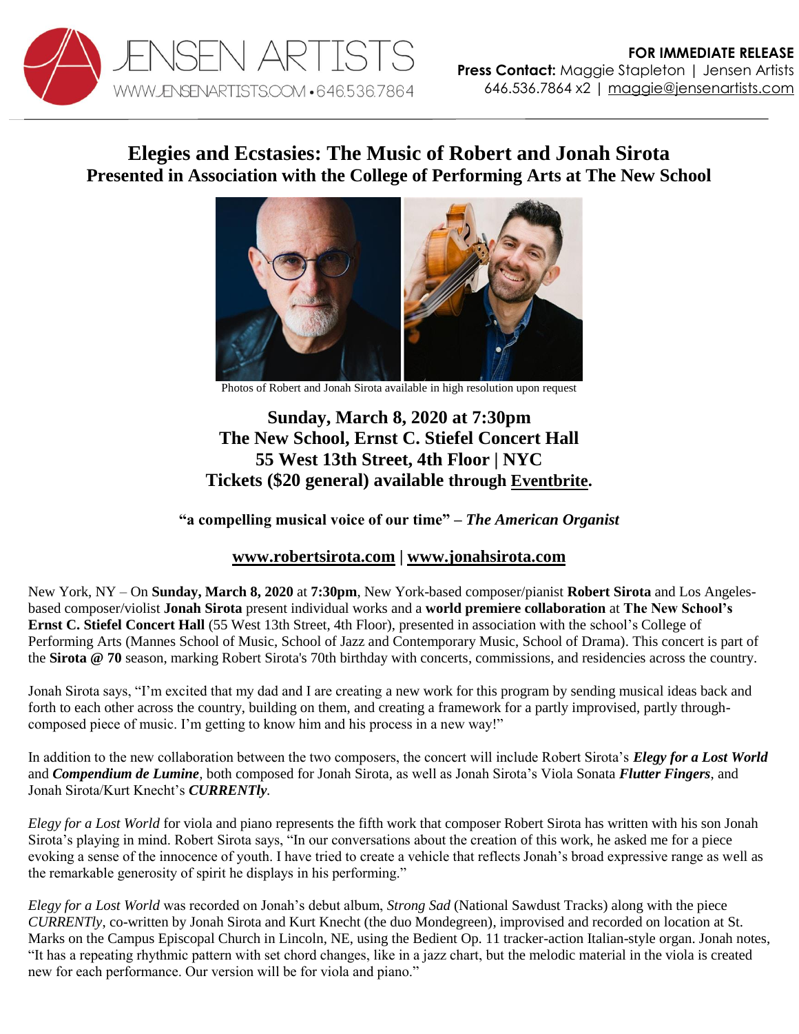**FOR IMMEDIATE RELEASE**
**Press Contact:** Maggie Stapleton | Jensen Artists
646.536.7864 x2 | maggie@jensenartists.com

# Elegies and Ecstasies: The Music of Robert and Jonah Sirota

## Presented in Association with the College of Performing Arts at The New School

Photos of Robert and Jonah Sirota available in high resolution upon request

**Sunday, March 8, 2020 at 7:30pm**
**The New School, Ernst C. Stiefel Concert Hall**
**55 West 13th Street, 4th Floor | NYC**
**Tickets ($20 general) available through Eventbrite.**

**"a compelling musical voice of our time" – *The American Organist***

**www.robertsirota.com | www.jonahsirota.com**

New York, NY – On **Sunday, March 8, 2020** at **7:30pm**, New York-based composer/pianist **Robert Sirota** and Los Angeles-based composer/violist **Jonah Sirota** present individual works and a **world premiere collaboration** at **The New School's Ernst C. Stiefel Concert Hall** (55 West 13th Street, 4th Floor), presented in association with the school's College of Performing Arts (Mannes School of Music, School of Jazz and Contemporary Music, School of Drama). This concert is part of the **Sirota @ 70** season, marking Robert Sirota's 70th birthday with concerts, commissions, and residencies across the country.

Jonah Sirota says, "I'm excited that my dad and I are creating a new work for this program by sending musical ideas back and forth to each other across the country, building on them, and creating a framework for a partly improvised, partly through-composed piece of music. I'm getting to know him and his process in a new way!"

In addition to the new collaboration between the two composers, the concert will include Robert Sirota's ***Elegy for a Lost World*** and ***Compendium de Lumine***, both composed for Jonah Sirota, as well as Jonah Sirota's Viola Sonata ***Flutter Fingers***, and Jonah Sirota/Kurt Knecht's ***CURRENTly***.

*Elegy for a Lost World* for viola and piano represents the fifth work that composer Robert Sirota has written with his son Jonah Sirota's playing in mind. Robert Sirota says, "In our conversations about the creation of this work, he asked me for a piece evoking a sense of the innocence of youth. I have tried to create a vehicle that reflects Jonah's broad expressive range as well as the remarkable generosity of spirit he displays in his performing."

*Elegy for a Lost World* was recorded on Jonah's debut album, *Strong Sad* (National Sawdust Tracks) along with the piece *CURRENTly*, co-written by Jonah Sirota and Kurt Knecht (the duo Mondegreen), improvised and recorded on location at St. Marks on the Campus Episcopal Church in Lincoln, NE, using the Bedient Op. 11 tracker-action Italian-style organ. Jonah notes, "It has a repeating rhythmic pattern with set chord changes, like in a jazz chart, but the melodic material in the viola is created new for each performance. Our version will be for viola and piano."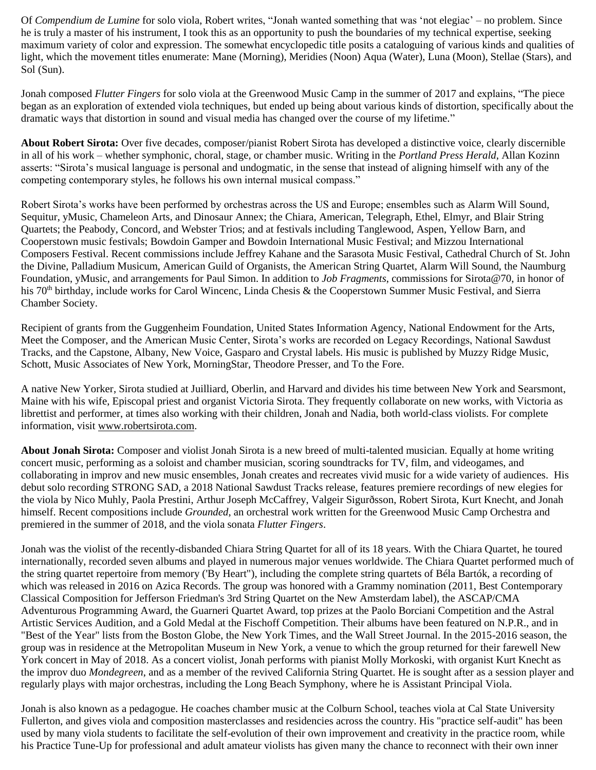Of *Compendium de Lumine* for solo viola, Robert writes, "Jonah wanted something that was 'not elegiac' – no problem. Since he is truly a master of his instrument, I took this as an opportunity to push the boundaries of my technical expertise, seeking maximum variety of color and expression. The somewhat encyclopedic title posits a cataloguing of various kinds and qualities of light, which the movement titles enumerate: Mane (Morning), Meridies (Noon) Aqua (Water), Luna (Moon), Stellae (Stars), and Sol (Sun).

Jonah composed *Flutter Fingers* for solo viola at the Greenwood Music Camp in the summer of 2017 and explains, "The piece began as an exploration of extended viola techniques, but ended up being about various kinds of distortion, specifically about the dramatic ways that distortion in sound and visual media has changed over the course of my lifetime."

**About Robert Sirota:** Over five decades, composer/pianist Robert Sirota has developed a distinctive voice, clearly discernible in all of his work – whether symphonic, choral, stage, or chamber music. Writing in the *Portland Press Herald*, Allan Kozinn asserts: "Sirota's musical language is personal and undogmatic, in the sense that instead of aligning himself with any of the competing contemporary styles, he follows his own internal musical compass."

Robert Sirota's works have been performed by orchestras across the US and Europe; ensembles such as Alarm Will Sound, Sequitur, yMusic, Chameleon Arts, and Dinosaur Annex; the Chiara, American, Telegraph, Ethel, Elmyr, and Blair String Quartets; the Peabody, Concord, and Webster Trios; and at festivals including Tanglewood, Aspen, Yellow Barn, and Cooperstown music festivals; Bowdoin Gamper and Bowdoin International Music Festival; and Mizzou International Composers Festival. Recent commissions include Jeffrey Kahane and the Sarasota Music Festival, Cathedral Church of St. John the Divine, Palladium Musicum, American Guild of Organists, the American String Quartet, Alarm Will Sound, the Naumburg Foundation, yMusic, and arrangements for Paul Simon. In addition to *Job Fragments*, commissions for Sirota@70, in honor of his 70th birthday, include works for Carol Wincenc, Linda Chesis & the Cooperstown Summer Music Festival, and Sierra Chamber Society.

Recipient of grants from the Guggenheim Foundation, United States Information Agency, National Endowment for the Arts, Meet the Composer, and the American Music Center, Sirota's works are recorded on Legacy Recordings, National Sawdust Tracks, and the Capstone, Albany, New Voice, Gasparo and Crystal labels. His music is published by Muzzy Ridge Music, Schott, Music Associates of New York, MorningStar, Theodore Presser, and To the Fore.

A native New Yorker, Sirota studied at Juilliard, Oberlin, and Harvard and divides his time between New York and Searsmont, Maine with his wife, Episcopal priest and organist Victoria Sirota. They frequently collaborate on new works, with Victoria as librettist and performer, at times also working with their children, Jonah and Nadia, both world-class violists. For complete information, visit www.robertsirota.com.

**About Jonah Sirota:** Composer and violist Jonah Sirota is a new breed of multi-talented musician. Equally at home writing concert music, performing as a soloist and chamber musician, scoring soundtracks for TV, film, and videogames, and collaborating in improv and new music ensembles, Jonah creates and recreates vivid music for a wide variety of audiences. His debut solo recording STRONG SAD, a 2018 National Sawdust Tracks release, features premiere recordings of new elegies for the viola by Nico Muhly, Paola Prestini, Arthur Joseph McCaffrey, Valgeir Sigurðsson, Robert Sirota, Kurt Knecht, and Jonah himself. Recent compositions include *Grounded*, an orchestral work written for the Greenwood Music Camp Orchestra and premiered in the summer of 2018, and the viola sonata *Flutter Fingers*.

Jonah was the violist of the recently-disbanded Chiara String Quartet for all of its 18 years. With the Chiara Quartet, he toured internationally, recorded seven albums and played in numerous major venues worldwide. The Chiara Quartet performed much of the string quartet repertoire from memory ('By Heart"), including the complete string quartets of Béla Bartók, a recording of which was released in 2016 on Azica Records. The group was honored with a Grammy nomination (2011, Best Contemporary Classical Composition for Jefferson Friedman's 3rd String Quartet on the New Amsterdam label), the ASCAP/CMA Adventurous Programming Award, the Guarneri Quartet Award, top prizes at the Paolo Borciani Competition and the Astral Artistic Services Audition, and a Gold Medal at the Fischoff Competition. Their albums have been featured on N.P.R., and in "Best of the Year" lists from the Boston Globe, the New York Times, and the Wall Street Journal. In the 2015-2016 season, the group was in residence at the Metropolitan Museum in New York, a venue to which the group returned for their farewell New York concert in May of 2018. As a concert violist, Jonah performs with pianist Molly Morkoski, with organist Kurt Knecht as the improv duo *Mondegreen*, and as a member of the revived California String Quartet. He is sought after as a session player and regularly plays with major orchestras, including the Long Beach Symphony, where he is Assistant Principal Viola.

Jonah is also known as a pedagogue. He coaches chamber music at the Colburn School, teaches viola at Cal State University Fullerton, and gives viola and composition masterclasses and residencies across the country. His "practice self-audit" has been used by many viola students to facilitate the self-evolution of their own improvement and creativity in the practice room, while his Practice Tune-Up for professional and adult amateur violists has given many the chance to reconnect with their own inner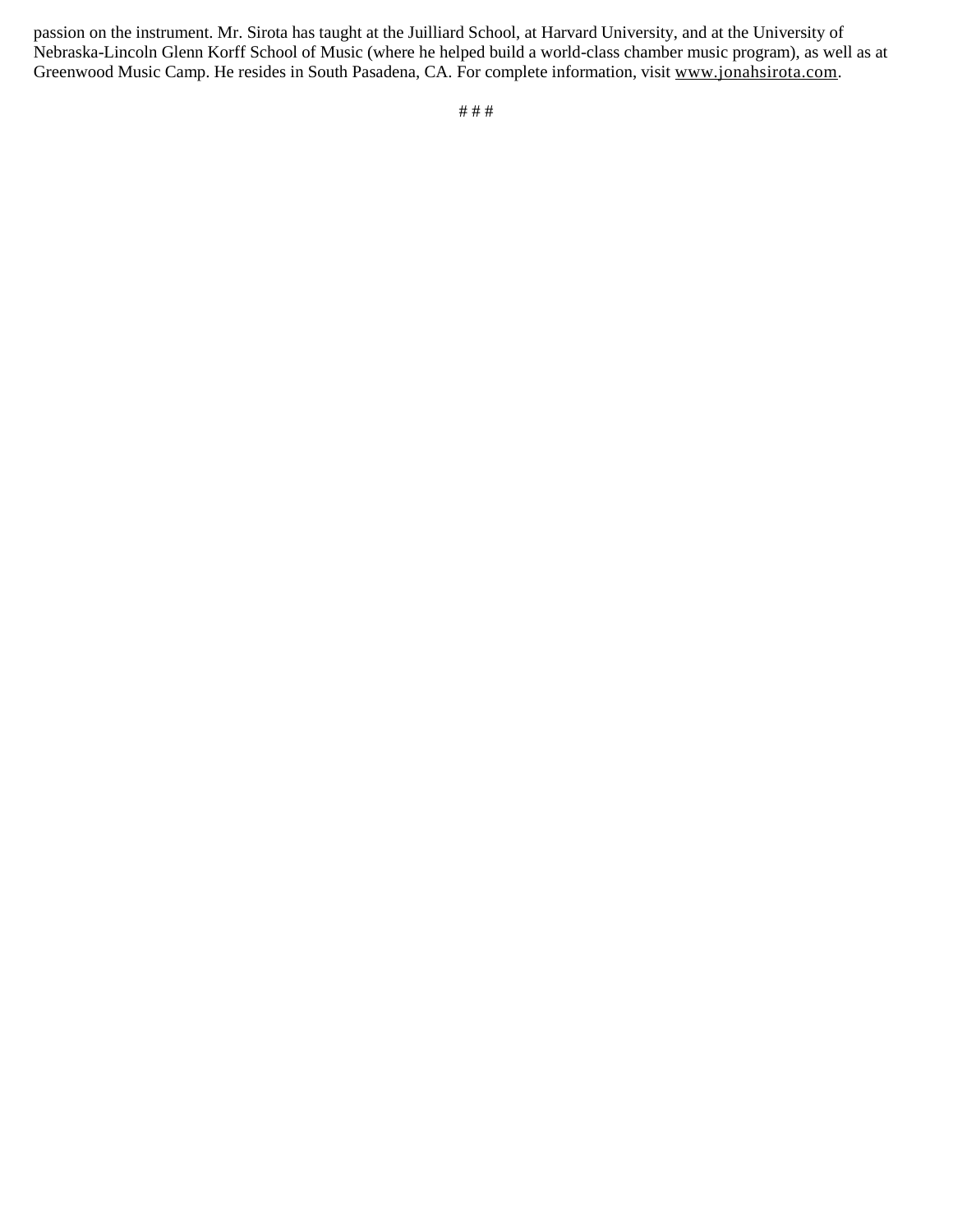passion on the instrument. Mr. Sirota has taught at the Juilliard School, at Harvard University, and at the University of Nebraska-Lincoln Glenn Korff School of Music (where he helped build a world-class chamber music program), as well as at Greenwood Music Camp. He resides in South Pasadena, CA. For complete information, visit [www.jonahsirota.com](http://www.jonahsirota.com).

# # #